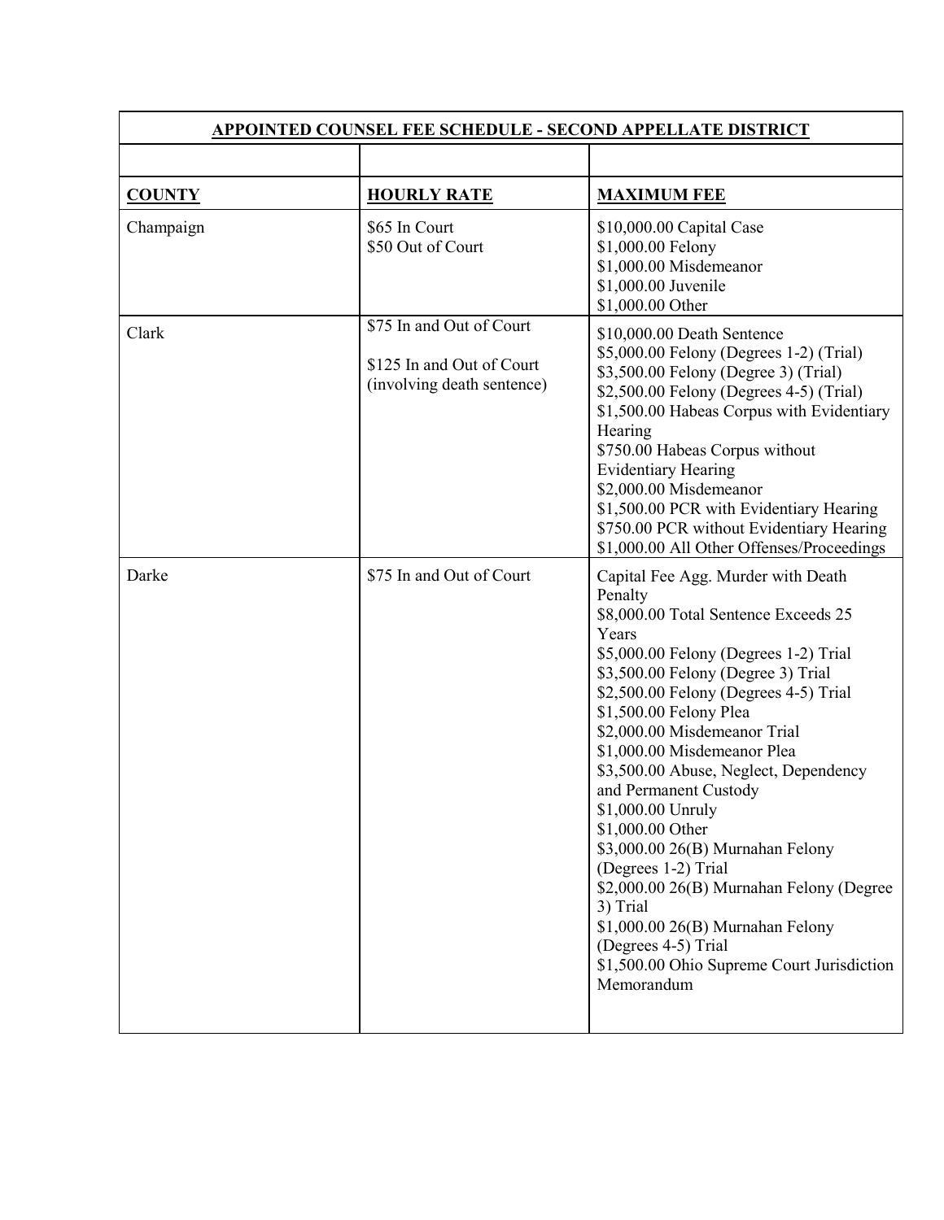| APPOINTED COUNSEL FEE SCHEDULE - SECOND APPELLATE DISTRICT | | |
|---|---|---|
| | | |
| **COUNTY** | **HOURLY RATE** | **MAXIMUM FEE** |
| Champaign | \$65 In Court<br>\$50 Out of Court | \$10,000.00 Capital Case<br>\$1,000.00 Felony<br>\$1,000.00 Misdemeanor<br>\$1,000.00 Juvenile<br>\$1,000.00 Other |
| Clark | \$75 In and Out of Court<br><br>\$125 In and Out of Court (involving death sentence) | \$10,000.00 Death Sentence<br>\$5,000.00 Felony (Degrees 1-2) (Trial)<br>\$3,500.00 Felony (Degree 3) (Trial)<br>\$2,500.00 Felony (Degrees 4-5) (Trial)<br>\$1,500.00 Habeas Corpus with Evidentiary Hearing<br>\$750.00 Habeas Corpus without Evidentiary Hearing<br>\$2,000.00 Misdemeanor<br>\$1,500.00 PCR with Evidentiary Hearing<br>\$750.00 PCR without Evidentiary Hearing<br>\$1,000.00 All Other Offenses/Proceedings |
| Darke | \$75 In and Out of Court | Capital Fee Agg. Murder with Death Penalty<br>\$8,000.00 Total Sentence Exceeds 25 Years<br>\$5,000.00 Felony (Degrees 1-2) Trial<br>\$3,500.00 Felony (Degree 3) Trial<br>\$2,500.00 Felony (Degrees 4-5) Trial<br>\$1,500.00 Felony Plea<br>\$2,000.00 Misdemeanor Trial<br>\$1,000.00 Misdemeanor Plea<br>\$3,500.00 Abuse, Neglect, Dependency and Permanent Custody<br>\$1,000.00 Unruly<br>\$1,000.00 Other<br>\$3,000.00 26(B) Murnahan Felony (Degrees 1-2) Trial<br>\$2,000.00 26(B) Murnahan Felony (Degree 3) Trial<br>\$1,000.00 26(B) Murnahan Felony (Degrees 4-5) Trial<br>\$1,500.00 Ohio Supreme Court Jurisdiction Memorandum |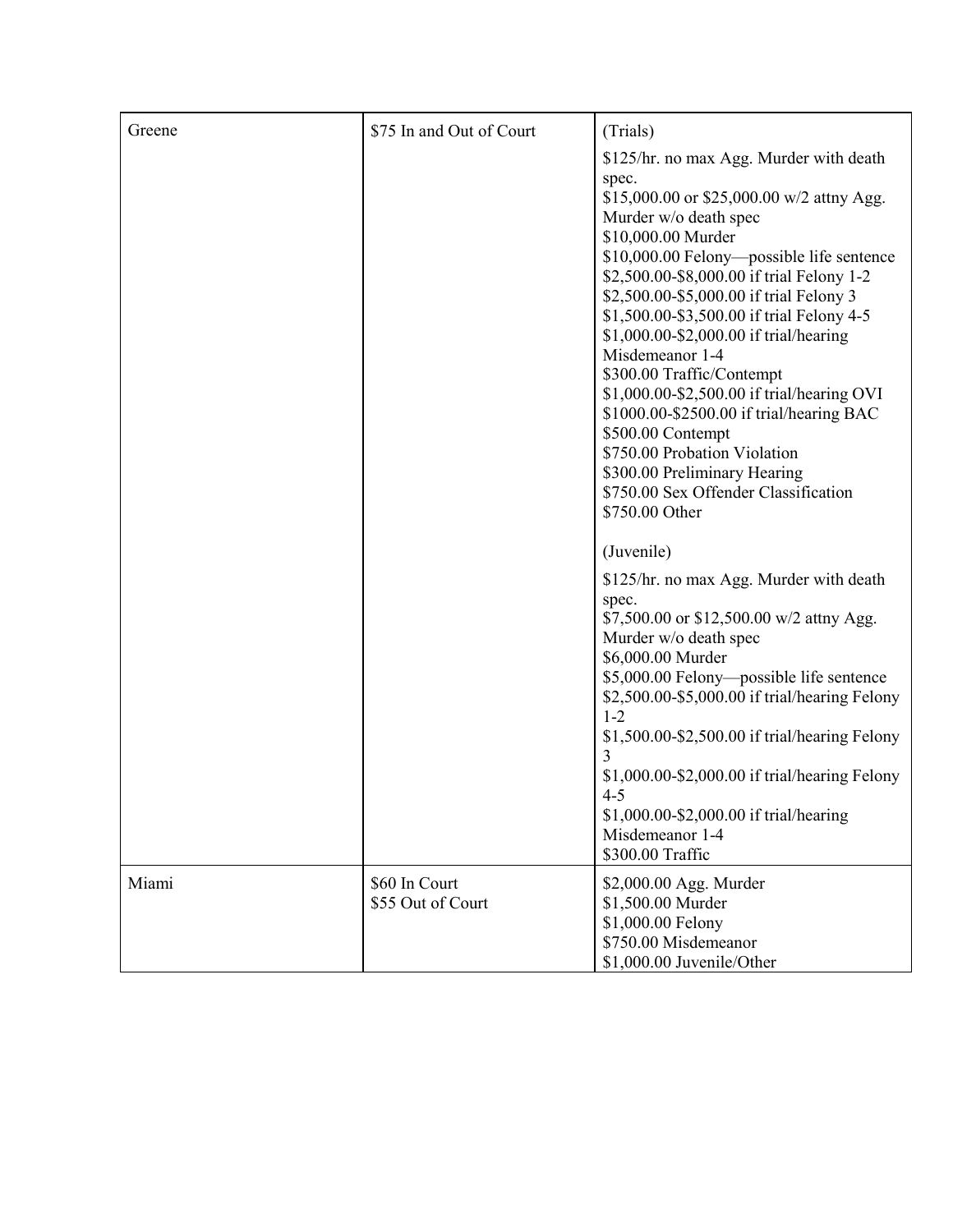| | | |
|---|---|---|
| Greene | \$75 In and Out of Court | (Trials)<br><br>\$125/hr. no max Agg. Murder with death spec.<br>\$15,000.00 or \$25,000.00 w/2 attny Agg. Murder w/o death spec<br>\$10,000.00 Murder<br>\$10,000.00 Felony—possible life sentence<br>\$2,500.00-\$8,000.00 if trial Felony 1-2<br>\$2,500.00-\$5,000.00 if trial Felony 3<br>\$1,500.00-\$3,500.00 if trial Felony 4-5<br>\$1,000.00-\$2,000.00 if trial/hearing Misdemeanor 1-4<br>\$300.00 Traffic/Contempt<br>\$1,000.00-\$2,500.00 if trial/hearing OVI<br>\$1000.00-\$2500.00 if trial/hearing BAC<br>\$500.00 Contempt<br>\$750.00 Probation Violation<br>\$300.00 Preliminary Hearing<br>\$750.00 Sex Offender Classification<br>\$750.00 Other<br><br>(Juvenile)<br><br>\$125/hr. no max Agg. Murder with death spec.<br>\$7,500.00 or \$12,500.00 w/2 attny Agg. Murder w/o death spec<br>\$6,000.00 Murder<br>\$5,000.00 Felony—possible life sentence<br>\$2,500.00-\$5,000.00 if trial/hearing Felony 1-2<br>\$1,500.00-\$2,500.00 if trial/hearing Felony 3<br>\$1,000.00-\$2,000.00 if trial/hearing Felony 4-5<br>\$1,000.00-\$2,000.00 if trial/hearing Misdemeanor 1-4<br>\$300.00 Traffic |
| Miami | \$60 In Court<br>\$55 Out of Court | \$2,000.00 Agg. Murder<br>\$1,500.00 Murder<br>\$1,000.00 Felony<br>\$750.00 Misdemeanor<br>\$1,000.00 Juvenile/Other |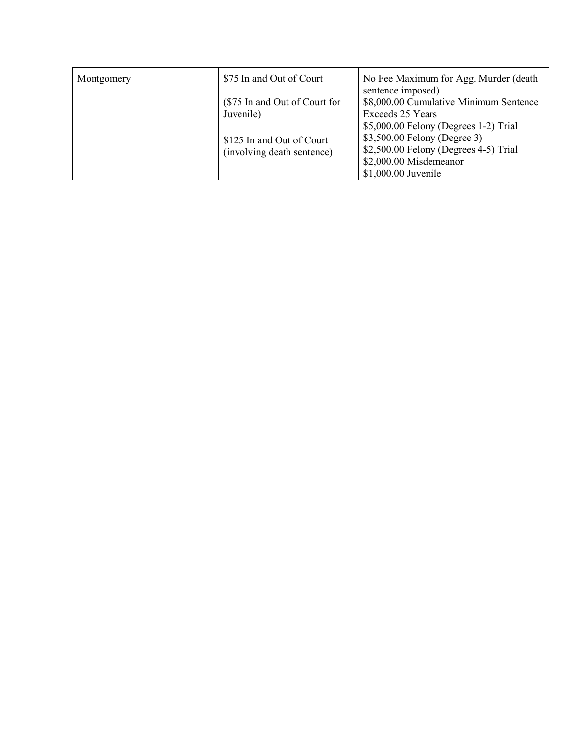| | | |
|---|---|---|
| Montgomery | \$75 In and Out of Court<br><br>(\$75 In and Out of Court for Juvenile)<br><br>\$125 In and Out of Court (involving death sentence) | No Fee Maximum for Agg. Murder (death sentence imposed)<br>\$8,000.00 Cumulative Minimum Sentence Exceeds 25 Years<br>\$5,000.00 Felony (Degrees 1-2) Trial<br>\$3,500.00 Felony (Degree 3)<br>\$2,500.00 Felony (Degrees 4-5) Trial<br>\$2,000.00 Misdemeanor<br>\$1,000.00 Juvenile |